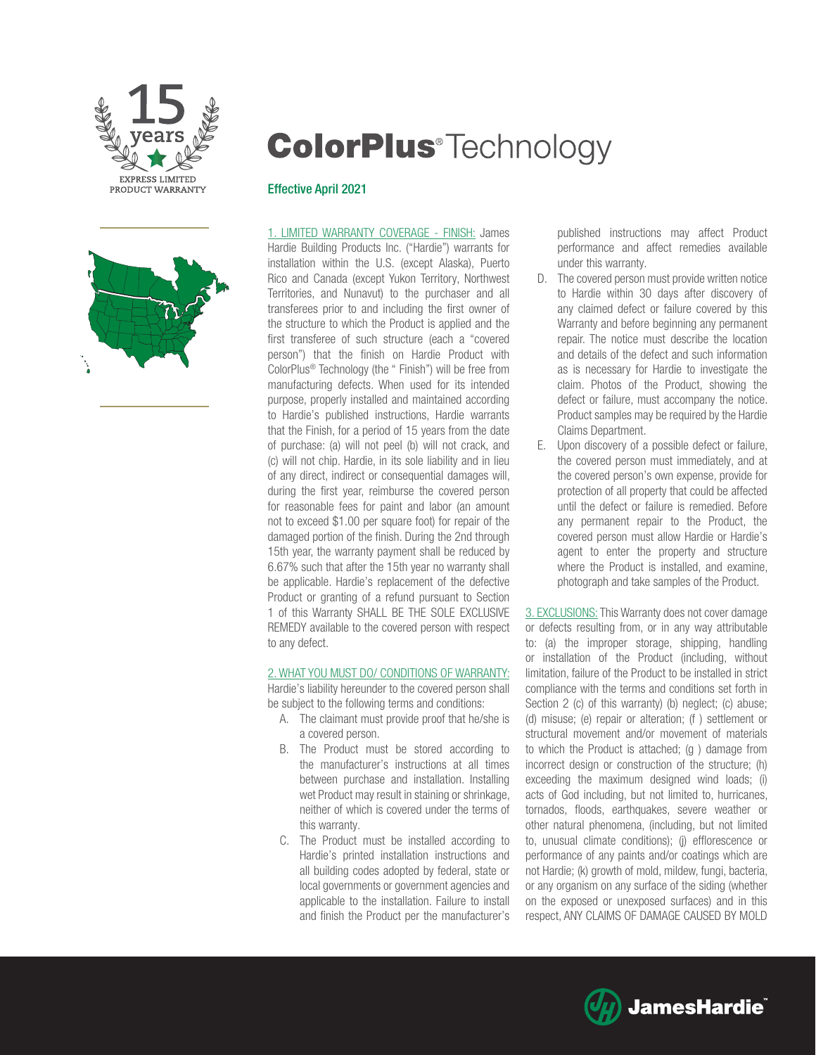15 years

EXPRESS LIMITED PRODUCT WARRANTY

# ColorPlus® Technology

Effective April 2021

1. LIMITED WARRANTY COVERAGE - FINISH: James Hardie Building Products Inc. ("Hardie") warrants for installation within the U.S. (except Alaska), Puerto Rico and Canada (except Yukon Territory, Northwest Territories, and Nunavut) to the purchaser and all transferees prior to and including the first owner of the structure to which the Product is applied and the first transferee of such structure (each a "covered person") that the finish on Hardie Product with ColorPlus® Technology (the " Finish") will be free from manufacturing defects. When used for its intended purpose, properly installed and maintained according to Hardie's published instructions, Hardie warrants that the Finish, for a period of 15 years from the date of purchase: (a) will not peel (b) will not crack, and (c) will not chip. Hardie, in its sole liability and in lieu of any direct, indirect or consequential damages will, during the first year, reimburse the covered person for reasonable fees for paint and labor (an amount not to exceed $1.00 per square foot) for repair of the damaged portion of the finish. During the 2nd through 15th year, the warranty payment shall be reduced by 6.67% such that after the 15th year no warranty shall be applicable. Hardie's replacement of the defective Product or granting of a refund pursuant to Section 1 of this Warranty SHALL BE THE SOLE EXCLUSIVE REMEDY available to the covered person with respect to any defect.

2. WHAT YOU MUST DO/ CONDITIONS OF WARRANTY: Hardie's liability hereunder to the covered person shall be subject to the following terms and conditions:

A. The claimant must provide proof that he/she is a covered person.

B. The Product must be stored according to the manufacturer's instructions at all times between purchase and installation. Installing wet Product may result in staining or shrinkage, neither of which is covered under the terms of this warranty.

C. The Product must be installed according to Hardie's printed installation instructions and all building codes adopted by federal, state or local governments or government agencies and applicable to the installation. Failure to install and finish the Product per the manufacturer's published instructions may affect Product performance and affect remedies available under this warranty.

D. The covered person must provide written notice to Hardie within 30 days after discovery of any claimed defect or failure covered by this Warranty and before beginning any permanent repair. The notice must describe the location and details of the defect and such information as is necessary for Hardie to investigate the claim. Photos of the Product, showing the defect or failure, must accompany the notice. Product samples may be required by the Hardie Claims Department.

E. Upon discovery of a possible defect or failure, the covered person must immediately, and at the covered person's own expense, provide for protection of all property that could be affected until the defect or failure is remedied. Before any permanent repair to the Product, the covered person must allow Hardie or Hardie's agent to enter the property and structure where the Product is installed, and examine, photograph and take samples of the Product.

3. EXCLUSIONS: This Warranty does not cover damage or defects resulting from, or in any way attributable to: (a) the improper storage, shipping, handling or installation of the Product (including, without limitation, failure of the Product to be installed in strict compliance with the terms and conditions set forth in Section 2 (c) of this warranty) (b) neglect; (c) abuse; (d) misuse; (e) repair or alteration; (f ) settlement or structural movement and/or movement of materials to which the Product is attached; (g ) damage from incorrect design or construction of the structure; (h) exceeding the maximum designed wind loads; (i) acts of God including, but not limited to, hurricanes, tornados, floods, earthquakes, severe weather or other natural phenomena, (including, but not limited to, unusual climate conditions); (j) efflorescence or performance of any paints and/or coatings which are not Hardie; (k) growth of mold, mildew, fungi, bacteria, or any organism on any surface of the siding (whether on the exposed or unexposed surfaces) and in this respect, ANY CLAIMS OF DAMAGE CAUSED BY MOLD

JamesHardie™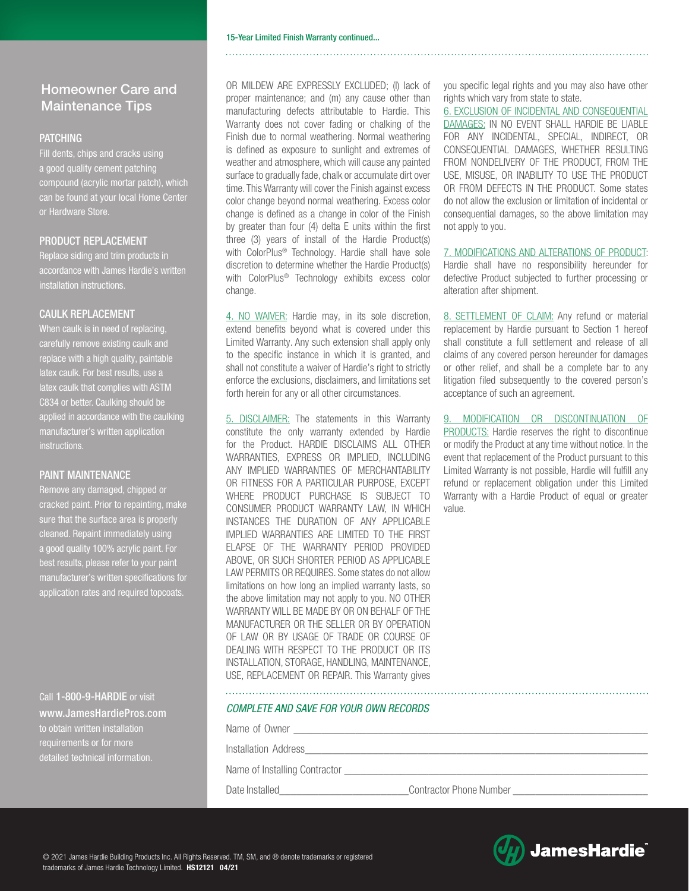## Homeowner Care and Maintenance Tips

### PATCHING

Fill dents, chips and cracks using a good quality cement patching compound (acrylic mortar patch), which can be found at your local Home Center or Hardware Store.

### PRODUCT REPLACEMENT

Replace siding and trim products in accordance with James Hardie's written installation instructions.

### CAULK REPLACEMENT

When caulk is in need of replacing, carefully remove existing caulk and replace with a high quality, paintable latex caulk. For best results, use a latex caulk that complies with ASTM C834 or better. Caulking should be applied in accordance with the caulking manufacturer's written application instructions.

### PAINT MAINTENANCE

Remove any damaged, chipped or cracked paint. Prior to repainting, make sure that the surface area is properly cleaned. Repaint immediately using a good quality 100% acrylic paint. For best results, please refer to your paint manufacturer's written specifications for application rates and required topcoats.

Call **1-800-9-HARDIE** or visit **www.JamesHardiePros.com** to obtain written installation requirements or for more detailed technical information.

15-Year Limited Finish Warranty continued...

OR MILDEW ARE EXPRESSLY EXCLUDED; (l) lack of proper maintenance; and (m) any cause other than manufacturing defects attributable to Hardie. This Warranty does not cover fading or chalking of the Finish due to normal weathering. Normal weathering is defined as exposure to sunlight and extremes of weather and atmosphere, which will cause any painted surface to gradually fade, chalk or accumulate dirt over time. This Warranty will cover the Finish against excess color change beyond normal weathering. Excess color change is defined as a change in color of the Finish by greater than four (4) delta E units within the first three (3) years of install of the Hardie Product(s) with ColorPlus® Technology. Hardie shall have sole discretion to determine whether the Hardie Product(s) with ColorPlus® Technology exhibits excess color change.

4. NO WAIVER: Hardie may, in its sole discretion, extend benefits beyond what is covered under this Limited Warranty. Any such extension shall apply only to the specific instance in which it is granted, and shall not constitute a waiver of Hardie's right to strictly enforce the exclusions, disclaimers, and limitations set forth herein for any or all other circumstances.

5. DISCLAIMER: The statements in this Warranty constitute the only warranty extended by Hardie for the Product. HARDIE DISCLAIMS ALL OTHER WARRANTIES, EXPRESS OR IMPLIED, INCLUDING ANY IMPLIED WARRANTIES OF MERCHANTABILITY OR FITNESS FOR A PARTICULAR PURPOSE, EXCEPT WHERE PRODUCT PURCHASE IS SUBJECT TO CONSUMER PRODUCT WARRANTY LAW, IN WHICH INSTANCES THE DURATION OF ANY APPLICABLE IMPLIED WARRANTIES ARE LIMITED TO THE FIRST ELAPSE OF THE WARRANTY PERIOD PROVIDED ABOVE, OR SUCH SHORTER PERIOD AS APPLICABLE LAW PERMITS OR REQUIRES. Some states do not allow limitations on how long an implied warranty lasts, so the above limitation may not apply to you. NO OTHER WARRANTY WILL BE MADE BY OR ON BEHALF OF THE MANUFACTURER OR THE SELLER OR BY OPERATION OF LAW OR BY USAGE OF TRADE OR COURSE OF DEALING WITH RESPECT TO THE PRODUCT OR ITS INSTALLATION, STORAGE, HANDLING, MAINTENANCE, USE, REPLACEMENT OR REPAIR. This Warranty gives you specific legal rights and you may also have other rights which vary from state to state.

6. EXCLUSION OF INCIDENTAL AND CONSEQUENTIAL DAMAGES: IN NO EVENT SHALL HARDIE BE LIABLE FOR ANY INCIDENTAL, SPECIAL, INDIRECT, OR CONSEQUENTIAL DAMAGES, WHETHER RESULTING FROM NONDELIVERY OF THE PRODUCT, FROM THE USE, MISUSE, OR INABILITY TO USE THE PRODUCT OR FROM DEFECTS IN THE PRODUCT. Some states do not allow the exclusion or limitation of incidental or consequential damages, so the above limitation may not apply to you.

7. MODIFICATIONS AND ALTERATIONS OF PRODUCT: Hardie shall have no responsibility hereunder for defective Product subjected to further processing or alteration after shipment.

8. SETTLEMENT OF CLAIM: Any refund or material replacement by Hardie pursuant to Section 1 hereof shall constitute a full settlement and release of all claims of any covered person hereunder for damages or other relief, and shall be a complete bar to any litigation filed subsequently to the covered person's acceptance of such an agreement.

9. MODIFICATION OR DISCONTINUATION OF PRODUCTS: Hardie reserves the right to discontinue or modify the Product at any time without notice. In the event that replacement of the Product pursuant to this Limited Warranty is not possible, Hardie will fulfill any refund or replacement obligation under this Limited Warranty with a Hardie Product of equal or greater value.

*COMPLETE AND SAVE FOR YOUR OWN RECORDS*

Name of Owner ______________________________

Installation Address ______________________________

Name of Installing Contractor ______________________________

Date Installed ______________ Contractor Phone Number ______________

© 2021 James Hardie Building Products Inc. All Rights Reserved. TM, SM, and ® denote trademarks or registered trademarks of James Hardie Technology Limited. **HS12121 04/21**

JamesHardie™